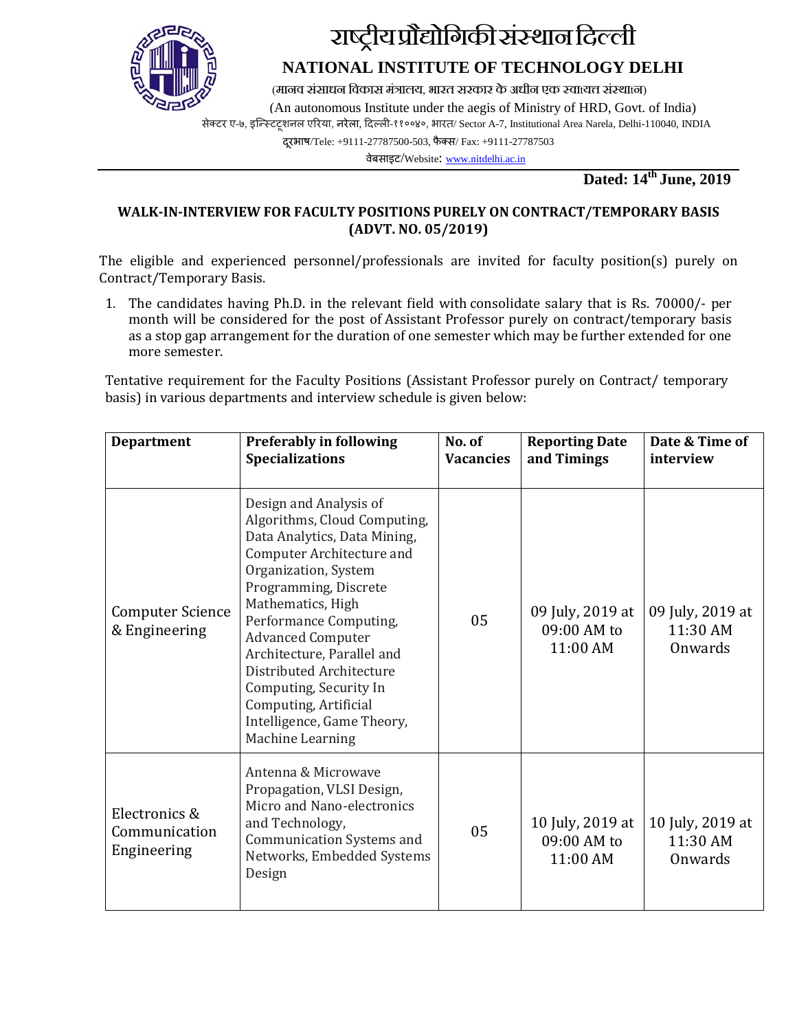# राष्ट्रीय प्रौद्योगिकी संस्थान दिल्ली

## NATIONAL INSTITUTE OF TECHNOLOGY DELHI

(मानव संसाधन विकास मंत्रालय, भारत सरकार के अधीन एक स्वायत्त संस्थान)

(An autonomous Institute under the aegis of Ministry of HRD, Govt. of India)

सेक्टर ए-७, इन्स्टिट्यूशनल एरिया, नरेला, दिल्ली-११००४०, भारत/ Sector A-7, Institutional Area Narela, Delhi-110040, INDIA

दूरभाष/Tele: +9111-27787500-503, फैक्स/ Fax: +9111-27787503

वेबसाइट/Website: www.nitdelhi.ac.in

---

**Dated: 14th June, 2019**

**WALK-IN-INTERVIEW FOR FACULTY POSITIONS PURELY ON CONTRACT/TEMPORARY BASIS (ADVT. NO. 05/2019)**

The eligible and experienced personnel/professionals are invited for faculty position(s) purely on Contract/Temporary Basis.

1. The candidates having Ph.D. in the relevant field with consolidate salary that is Rs. 70000/- per month will be considered for the post of Assistant Professor purely on contract/temporary basis as a stop gap arrangement for the duration of one semester which may be further extended for one more semester.

Tentative requirement for the Faculty Positions (Assistant Professor purely on Contract/ temporary basis) in various departments and interview schedule is given below:

| Department | Preferably in following Specializations | No. of Vacancies | Reporting Date and Timings | Date & Time of interview |
|---|---|---|---|---|
| Computer Science & Engineering | Design and Analysis of Algorithms, Cloud Computing, Data Analytics, Data Mining, Computer Architecture and Organization, System Programming, Discrete Mathematics, High Performance Computing, Advanced Computer Architecture, Parallel and Distributed Architecture Computing, Security In Computing, Artificial Intelligence, Game Theory, Machine Learning | 05 | 09 July, 2019 at 09:00 AM to 11:00 AM | 09 July, 2019 at 11:30 AM Onwards |
| Electronics & Communication Engineering | Antenna & Microwave Propagation, VLSI Design, Micro and Nano-electronics and Technology, Communication Systems and Networks, Embedded Systems Design | 05 | 10 July, 2019 at 09:00 AM to 11:00 AM | 10 July, 2019 at 11:30 AM Onwards |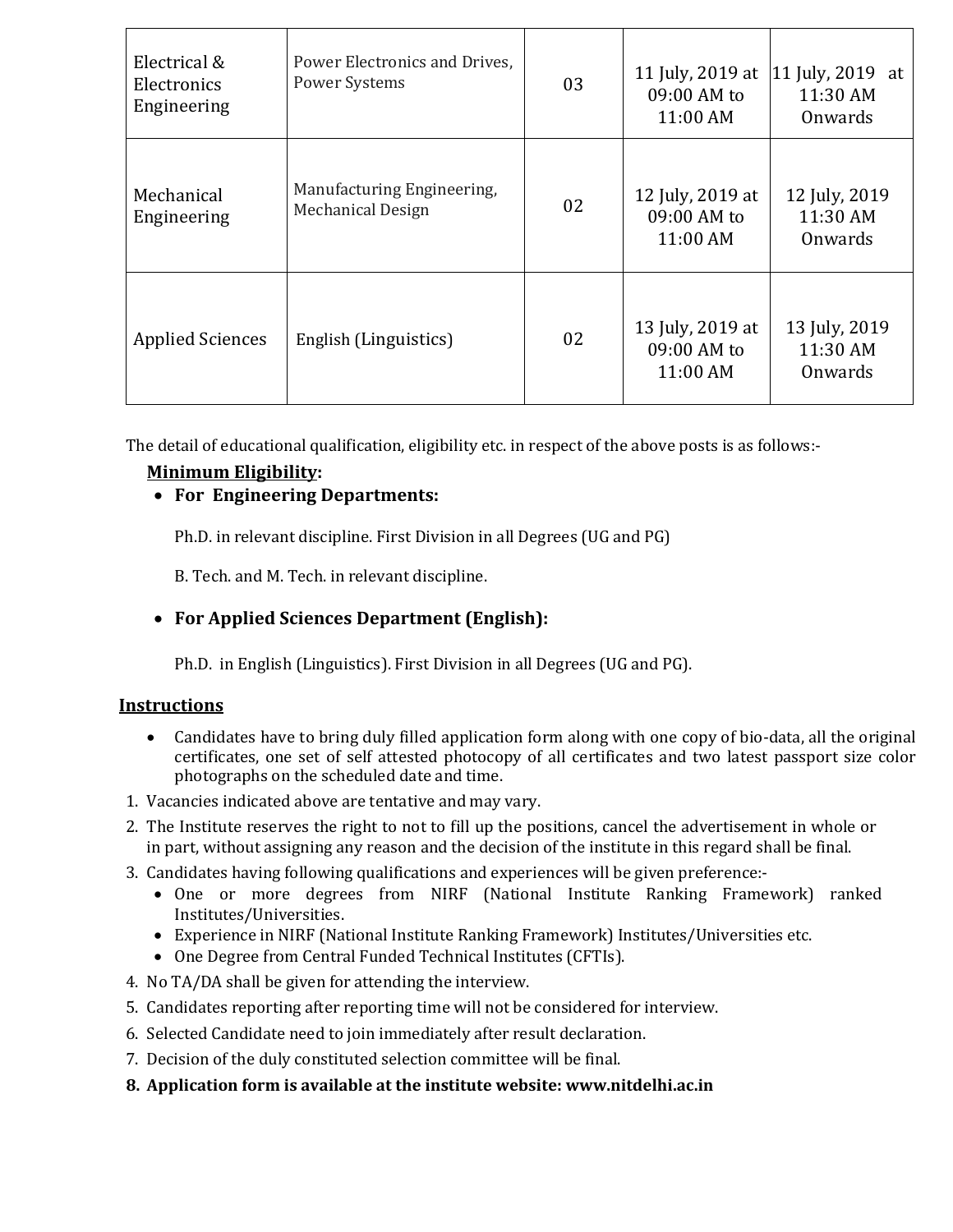| | | | | |
|---|---|---|---|---|
| Electrical & Electronics Engineering | Power Electronics and Drives, Power Systems | 03 | 11 July, 2019 at 09:00 AM to 11:00 AM | 11 July, 2019 at 11:30 AM Onwards |
| Mechanical Engineering | Manufacturing Engineering, Mechanical Design | 02 | 12 July, 2019 at 09:00 AM to 11:00 AM | 12 July, 2019 11:30 AM Onwards |
| Applied Sciences | English (Linguistics) | 02 | 13 July, 2019 at 09:00 AM to 11:00 AM | 13 July, 2019 11:30 AM Onwards |

The detail of educational qualification, eligibility etc. in respect of the above posts is as follows:-

**Minimum Eligibility:**

- **For Engineering Departments:**

  Ph.D. in relevant discipline. First Division in all Degrees (UG and PG)

  B. Tech. and M. Tech. in relevant discipline.

- **For Applied Sciences Department (English):**

  Ph.D. in English (Linguistics). First Division in all Degrees (UG and PG).

**Instructions**

- Candidates have to bring duly filled application form along with one copy of bio-data, all the original certificates, one set of self attested photocopy of all certificates and two latest passport size color photographs on the scheduled date and time.

1. Vacancies indicated above are tentative and may vary.
2. The Institute reserves the right to not to fill up the positions, cancel the advertisement in whole or in part, without assigning any reason and the decision of the institute in this regard shall be final.
3. Candidates having following qualifications and experiences will be given preference:-
   - One or more degrees from NIRF (National Institute Ranking Framework) ranked Institutes/Universities.
   - Experience in NIRF (National Institute Ranking Framework) Institutes/Universities etc.
   - One Degree from Central Funded Technical Institutes (CFTIs).
4. No TA/DA shall be given for attending the interview.
5. Candidates reporting after reporting time will not be considered for interview.
6. Selected Candidate need to join immediately after result declaration.
7. Decision of the duly constituted selection committee will be final.
8. **Application form is available at the institute website: www.nitdelhi.ac.in**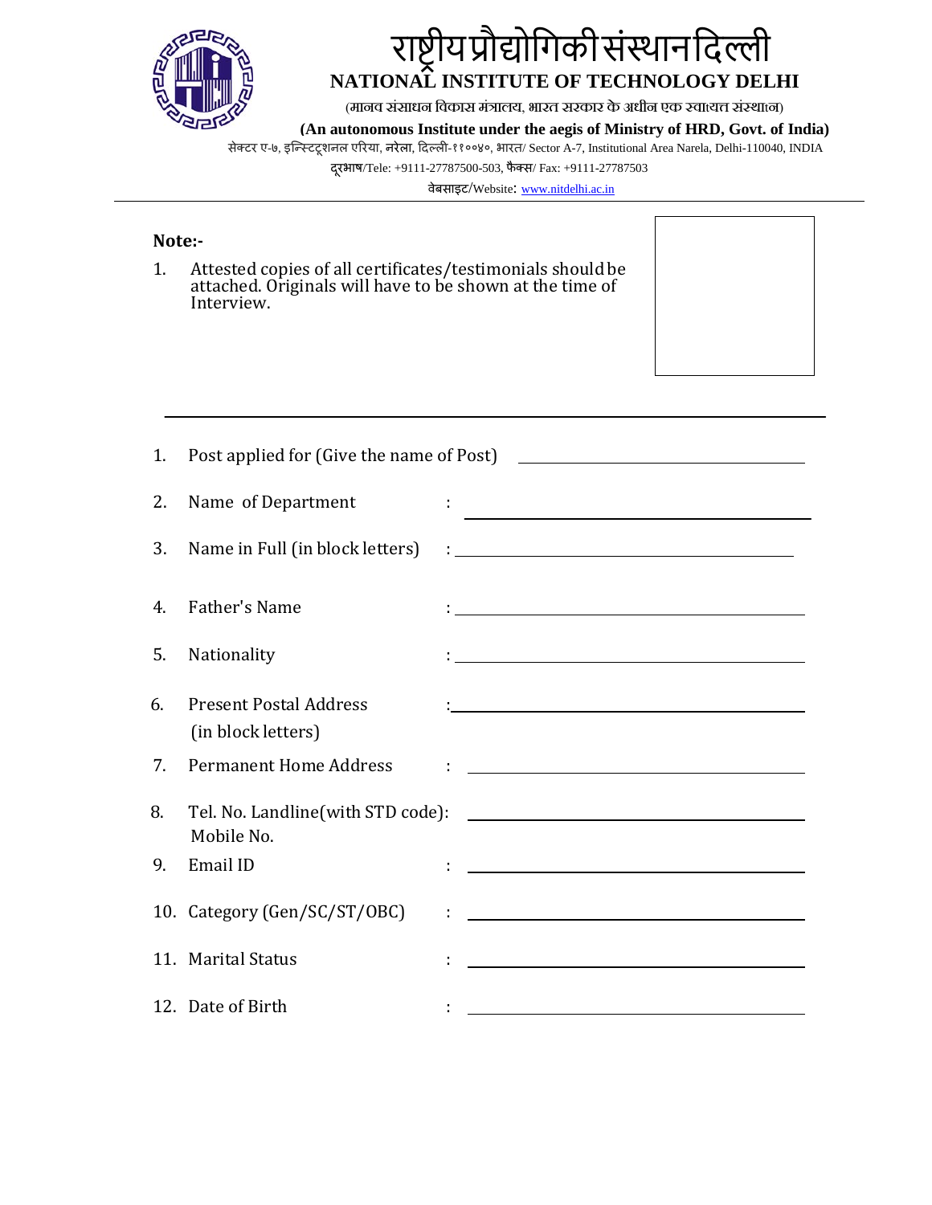# राष्ट्रीय प्रौद्योगिकी संस्थान दिल्ली

## NATIONAL INSTITUTE OF TECHNOLOGY DELHI

(मानव संसाधन विकास मंत्रालय, भारत सरकार के अधीन एक स्वायत्त संस्थान)

**(An autonomous Institute under the aegis of Ministry of HRD, Govt. of India)**

सेक्टर ए-७, इन्स्टिट्यूशनल एरिया, नरेला, दिल्ली-११००४०, भारत/ Sector A-7, Institutional Area Narela, Delhi-110040, INDIA

दूरभाष/Tele: +9111-27787500-503, फैक्स/ Fax: +9111-27787503

वेबसाइट/Website: www.nitdelhi.ac.in

---

**Note:-**

1. Attested copies of all certificates/testimonials should be attached. Originals will have to be shown at the time of Interview.

---

1. Post applied for (Give the name of Post) ____________________
2. Name of Department : ____________________
3. Name in Full (in block letters) : ____________________
4. Father's Name : ____________________
5. Nationality : ____________________
6. Present Postal Address (in block letters) : ____________________
7. Permanent Home Address : ____________________
8. Tel. No. Landline(with STD code): ____________________
   Mobile No.
9. Email ID : ____________________
10. Category (Gen/SC/ST/OBC) : ____________________
11. Marital Status : ____________________
12. Date of Birth : ____________________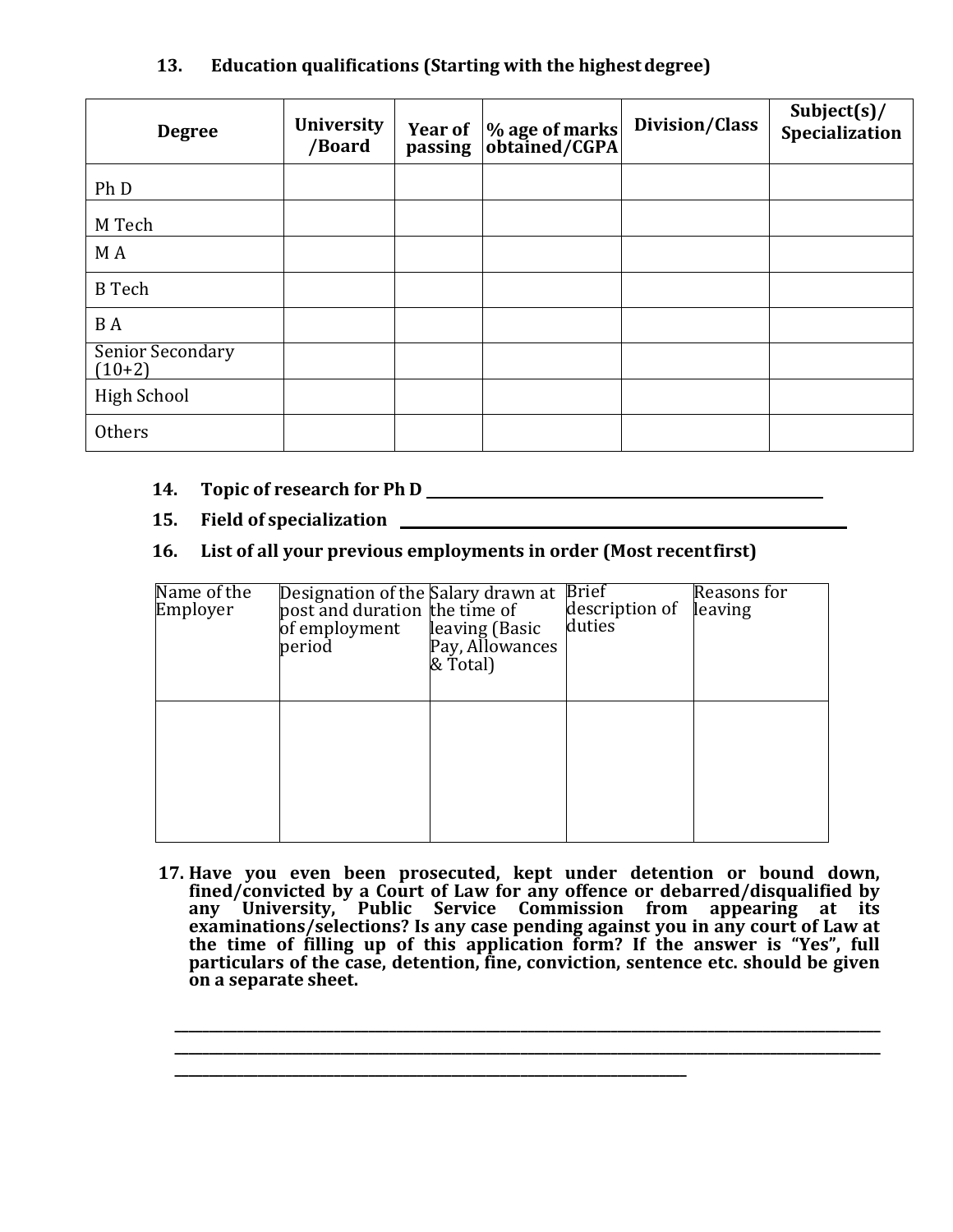**13. Education qualifications (Starting with the highest degree)**

| Degree | University /Board | Year of passing | % age of marks obtained/CGPA | Division/Class | Subject(s)/ Specialization |
|---|---|---|---|---|---|
| Ph D | | | | | |
| M Tech | | | | | |
| M A | | | | | |
| B Tech | | | | | |
| B A | | | | | |
| Senior Secondary (10+2) | | | | | |
| High School | | | | | |
| Others | | | | | |

**14. Topic of research for Ph D** ______________________________

**15. Field of specialization** ______________________________

**16. List of all your previous employments in order (Most recent first)**

| Name of the Employer | Designation of the post and duration of employment period | Salary drawn at the time of leaving (Basic Pay, Allowances & Total) | Brief description of duties | Reasons for leaving |
|---|---|---|---|---|
| | | | | |

**17. Have you even been prosecuted, kept under detention or bound down, fined/convicted by a Court of Law for any offence or debarred/disqualified by any University, Public Service Commission from appearing at its examinations/selections? Is any case pending against you in any court of Law at the time of filling up of this application form? If the answer is "Yes", full particulars of the case, detention, fine, conviction, sentence etc. should be given on a separate sheet.**

______________________________________________________________________________

______________________________________________________________________________

______________________________________________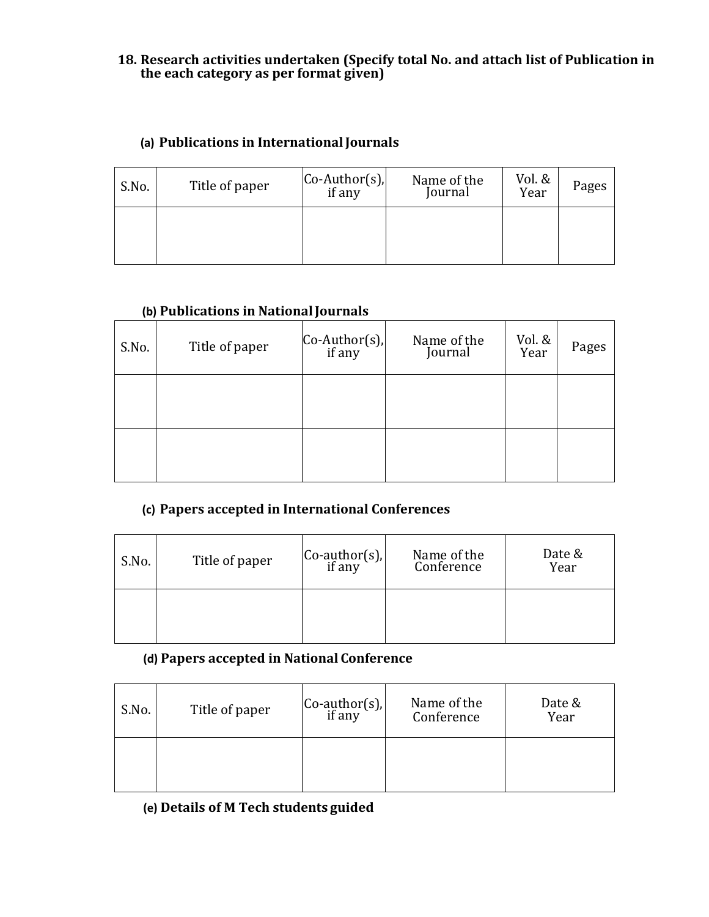**18. Research activities undertaken (Specify total No. and attach list of Publication in the each category as per format given)**

**(a) Publications in International Journals**

| S.No. | Title of paper | Co-Author(s), if any | Name of the Journal | Vol. & Year | Pages |
|---|---|---|---|---|---|
| | | | | | |

**(b) Publications in National Journals**

| S.No. | Title of paper | Co-Author(s), if any | Name of the Journal | Vol. & Year | Pages |
|---|---|---|---|---|---|
| | | | | | |
| | | | | | |

**(c) Papers accepted in International Conferences**

| S.No. | Title of paper | Co-author(s), if any | Name of the Conference | Date & Year |
|---|---|---|---|---|
| | | | | |

**(d) Papers accepted in National Conference**

| S.No. | Title of paper | Co-author(s), if any | Name of the Conference | Date & Year |
|---|---|---|---|---|
| | | | | |

**(e) Details of M Tech students guided**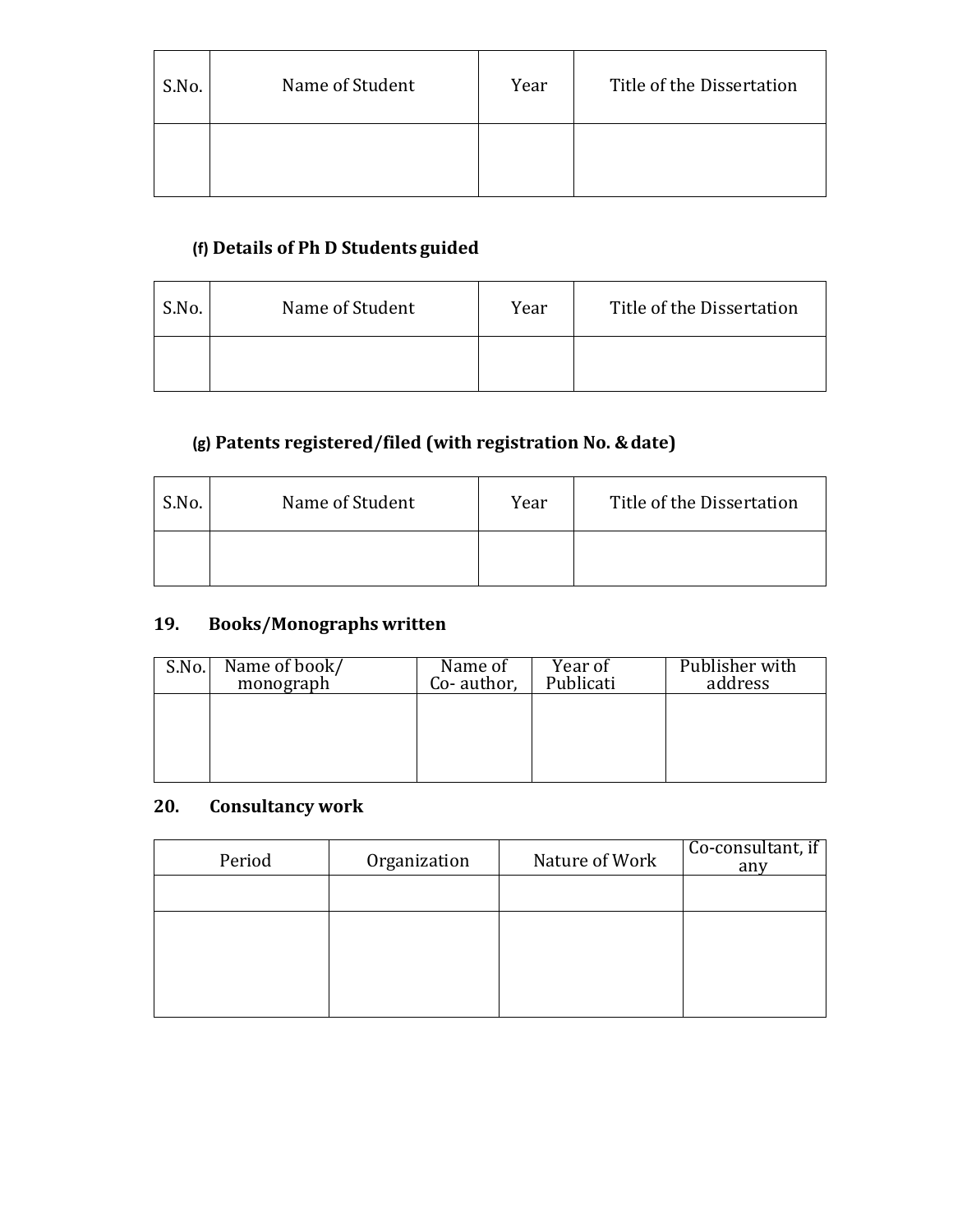| S.No. | Name of Student | Year | Title of the Dissertation |
|---|---|---|---|
| | | | |

**(f) Details of Ph D Students guided**

| S.No. | Name of Student | Year | Title of the Dissertation |
|---|---|---|---|
| | | | |

**(g) Patents registered/filed (with registration No. & date)**

| S.No. | Name of Student | Year | Title of the Dissertation |
|---|---|---|---|
| | | | |

## 19. Books/Monographs written

| S.No. | Name of book/ monograph | Name of Co- author, | Year of Publicati | Publisher with address |
|---|---|---|---|---|
| | | | | |

## 20. Consultancy work

| Period | Organization | Nature of Work | Co-consultant, if any |
|---|---|---|---|
| | | | |
| | | | |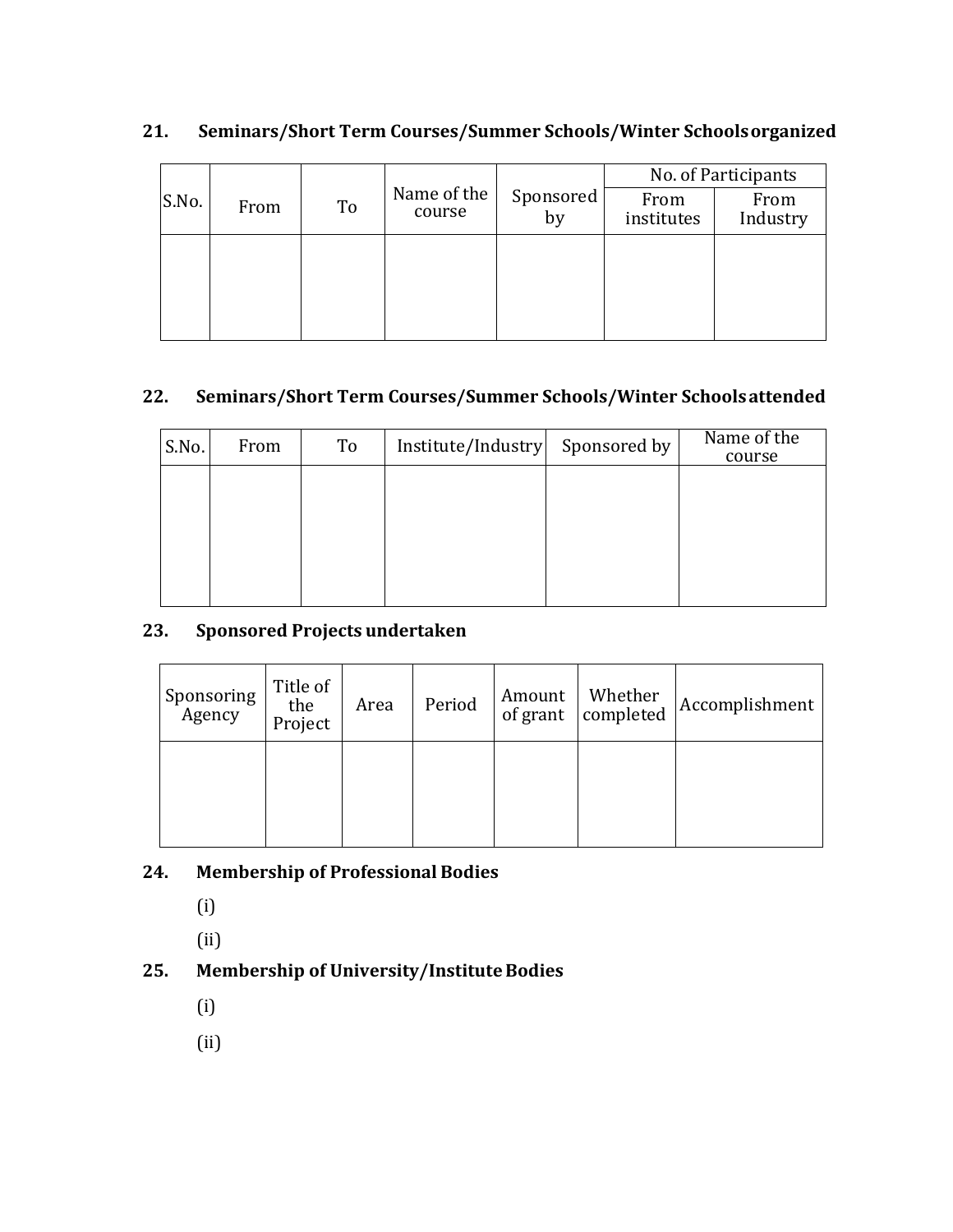**21. Seminars/Short Term Courses/Summer Schools/Winter Schools organized**

| S.No. | From | To | Name of the course | Sponsored by | No. of Participants | |
|---|---|---|---|---|---|---|
| | | | | | From institutes | From Industry |
| | | | | | | |

**22. Seminars/Short Term Courses/Summer Schools/Winter Schools attended**

| S.No. | From | To | Institute/Industry | Sponsored by | Name of the course |
|---|---|---|---|---|---|
| | | | | | |

**23. Sponsored Projects undertaken**

| Sponsoring Agency | Title of the Project | Area | Period | Amount of grant | Whether completed | Accomplishment |
|---|---|---|---|---|---|---|
| | | | | | | |

**24. Membership of Professional Bodies**

(i)

(ii)

**25. Membership of University/Institute Bodies**

(i)

(ii)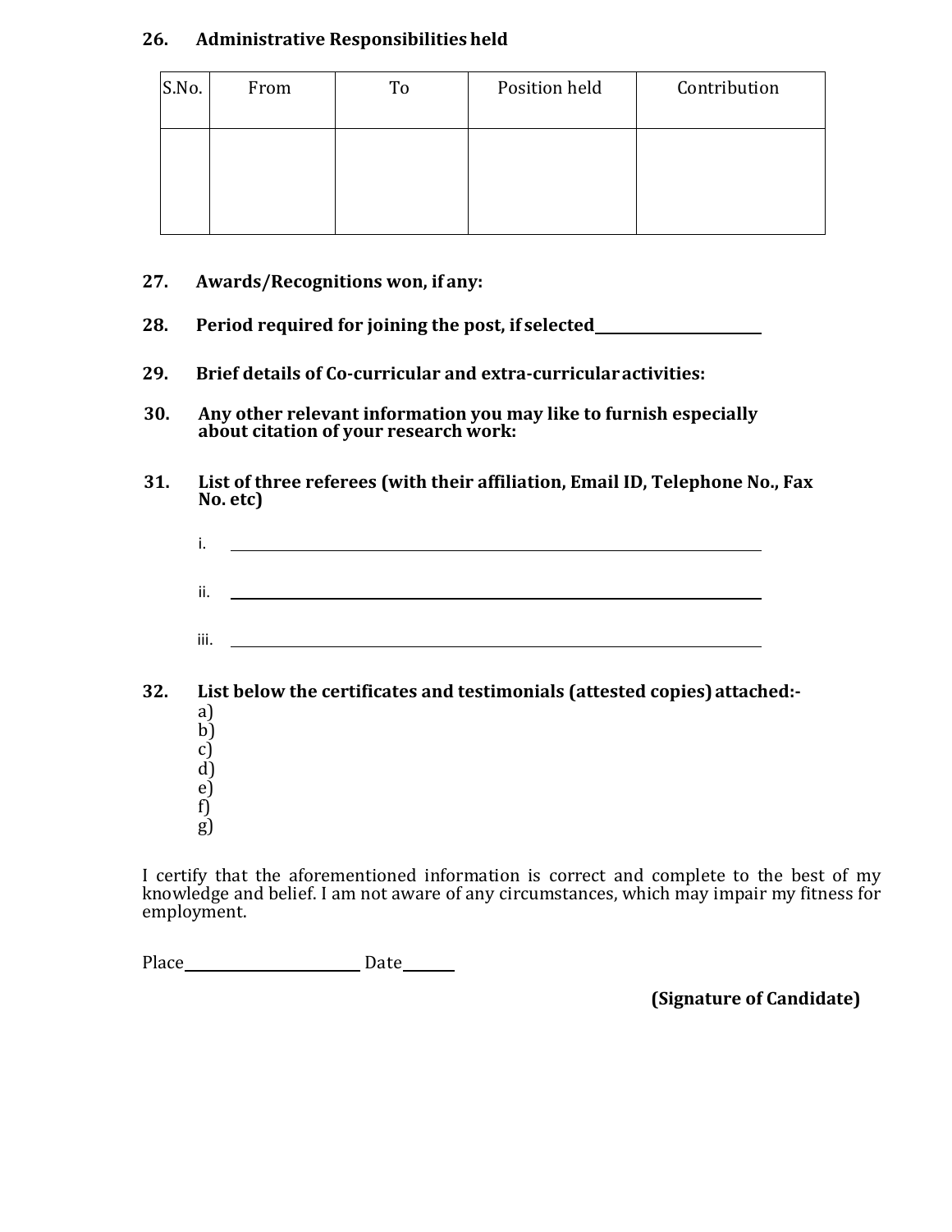**26. Administrative Responsibilities held**

| S.No. | From | To | Position held | Contribution |
|---|---|---|---|---|
| | | | | |

**27. Awards/Recognitions won, if any:**

**28. Period required for joining the post, if selected** \_\_\_\_\_\_\_\_\_\_\_\_\_\_\_\_\_\_\_\_\_\_

**29. Brief details of Co-curricular and extra-curricular activities:**

**30. Any other relevant information you may like to furnish especially about citation of your research work:**

**31. List of three referees (with their affiliation, Email ID, Telephone No., Fax No. etc)**

i. \_\_\_\_\_\_\_\_\_\_\_\_\_\_\_\_\_\_\_\_\_\_\_\_\_\_\_\_\_\_\_\_\_\_\_\_\_\_\_\_\_\_\_\_\_\_\_\_\_\_\_\_\_\_\_\_\_\_

ii. \_\_\_\_\_\_\_\_\_\_\_\_\_\_\_\_\_\_\_\_\_\_\_\_\_\_\_\_\_\_\_\_\_\_\_\_\_\_\_\_\_\_\_\_\_\_\_\_\_\_\_\_\_\_\_\_\_\_

iii. \_\_\_\_\_\_\_\_\_\_\_\_\_\_\_\_\_\_\_\_\_\_\_\_\_\_\_\_\_\_\_\_\_\_\_\_\_\_\_\_\_\_\_\_\_\_\_\_\_\_\_\_\_\_\_\_\_\_

**32. List below the certificates and testimonials (attested copies) attached:-**

a)
b)
c)
d)
e)
f)
g)

I certify that the aforementioned information is correct and complete to the best of my knowledge and belief. I am not aware of any circumstances, which may impair my fitness for employment.

Place\_\_\_\_\_\_\_\_\_\_\_\_\_\_\_\_\_\_\_\_\_\_\_\_ Date\_\_\_\_\_\_\_

**(Signature of Candidate)**